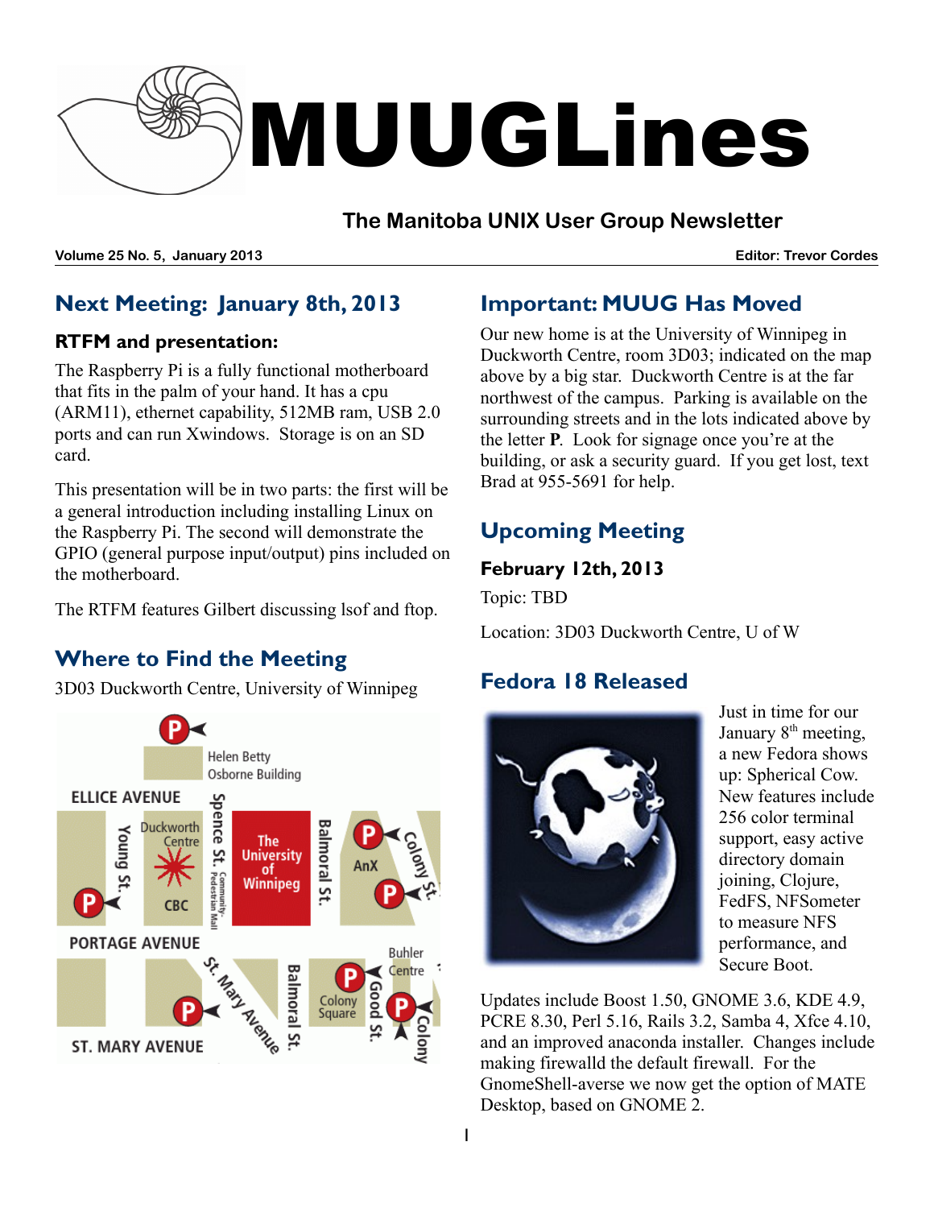# MUUGLines

## The Manitoba UNIX User Group Newsletter

**Volume 25 No. 5, January 2013** **Editor: Trevor Cordes**

## Next Meeting: January 8th, 2013

### RTFM and presentation:

The Raspberry Pi is a fully functional motherboard that fits in the palm of your hand. It has a cpu (ARM11), ethernet capability, 512MB ram, USB 2.0 ports and can run Xwindows. Storage is on an SD card.

This presentation will be in two parts: the first will be a general introduction including installing Linux on the Raspberry Pi. The second will demonstrate the GPIO (general purpose input/output) pins included on the motherboard.

The RTFM features Gilbert discussing lsof and ftop.

## Where to Find the Meeting

3D03 Duckworth Centre, University of Winnipeg

## Important: MUUG Has Moved

Our new home is at the University of Winnipeg in Duckworth Centre, room 3D03; indicated on the map above by a big star. Duckworth Centre is at the far northwest of the campus. Parking is available on the surrounding streets and in the lots indicated above by the letter **P**. Look for signage once you're at the building, or ask a security guard. If you get lost, text Brad at 955-5691 for help.

## Upcoming Meeting

### February 12th, 2013

Topic: TBD

Location: 3D03 Duckworth Centre, U of W

## Fedora 18 Released

Just in time for our January 8th meeting, a new Fedora shows up: Spherical Cow. New features include 256 color terminal support, easy active directory domain joining, Clojure, FedFS, NFSometer to measure NFS performance, and Secure Boot.

Updates include Boost 1.50, GNOME 3.6, KDE 4.9, PCRE 8.30, Perl 5.16, Rails 3.2, Samba 4, Xfce 4.10, and an improved anaconda installer. Changes include making firewalld the default firewall. For the GnomeShell-averse we now get the option of MATE Desktop, based on GNOME 2.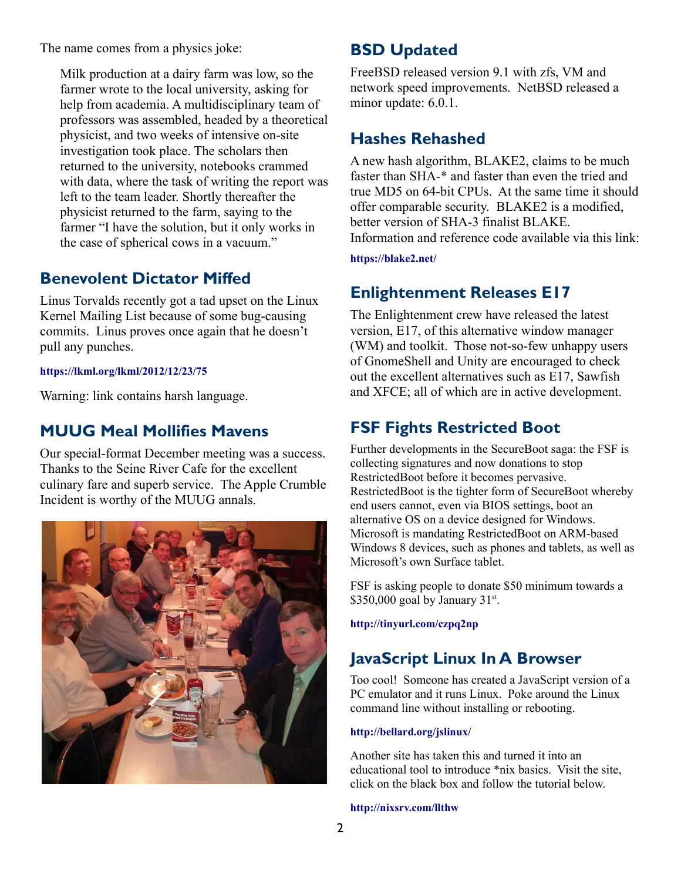The name comes from a physics joke:

> Milk production at a dairy farm was low, so the farmer wrote to the local university, asking for help from academia. A multidisciplinary team of professors was assembled, headed by a theoretical physicist, and two weeks of intensive on-site investigation took place. The scholars then returned to the university, notebooks crammed with data, where the task of writing the report was left to the team leader. Shortly thereafter the physicist returned to the farm, saying to the farmer "I have the solution, but it only works in the case of spherical cows in a vacuum."

## Benevolent Dictator Miffed

Linus Torvalds recently got a tad upset on the Linux Kernel Mailing List because of some bug-causing commits. Linus proves once again that he doesn't pull any punches.

**https://lkml.org/lkml/2012/12/23/75**

Warning: link contains harsh language.

## MUUG Meal Mollifies Mavens

Our special-format December meeting was a success. Thanks to the Seine River Cafe for the excellent culinary fare and superb service. The Apple Crumble Incident is worthy of the MUUG annals.

## BSD Updated

FreeBSD released version 9.1 with zfs, VM and network speed improvements. NetBSD released a minor update: 6.0.1.

## Hashes Rehashed

A new hash algorithm, BLAKE2, claims to be much faster than SHA-* and faster than even the tried and true MD5 on 64-bit CPUs. At the same time it should offer comparable security. BLAKE2 is a modified, better version of SHA-3 finalist BLAKE. Information and reference code available via this link:

**https://blake2.net/**

## Enlightenment Releases E17

The Enlightenment crew have released the latest version, E17, of this alternative window manager (WM) and toolkit. Those not-so-few unhappy users of GnomeShell and Unity are encouraged to check out the excellent alternatives such as E17, Sawfish and XFCE; all of which are in active development.

## FSF Fights Restricted Boot

Further developments in the SecureBoot saga: the FSF is collecting signatures and now donations to stop RestrictedBoot before it becomes pervasive. RestrictedBoot is the tighter form of SecureBoot whereby end users cannot, even via BIOS settings, boot an alternative OS on a device designed for Windows. Microsoft is mandating RestrictedBoot on ARM-based Windows 8 devices, such as phones and tablets, as well as Microsoft's own Surface tablet.

FSF is asking people to donate $50 minimum towards a $350,000 goal by January 31st.

**http://tinyurl.com/czpq2np**

## JavaScript Linux In A Browser

Too cool! Someone has created a JavaScript version of a PC emulator and it runs Linux. Poke around the Linux command line without installing or rebooting.

**http://bellard.org/jslinux/**

Another site has taken this and turned it into an educational tool to introduce *nix basics. Visit the site, click on the black box and follow the tutorial below.

**http://nixsrv.com/llthw**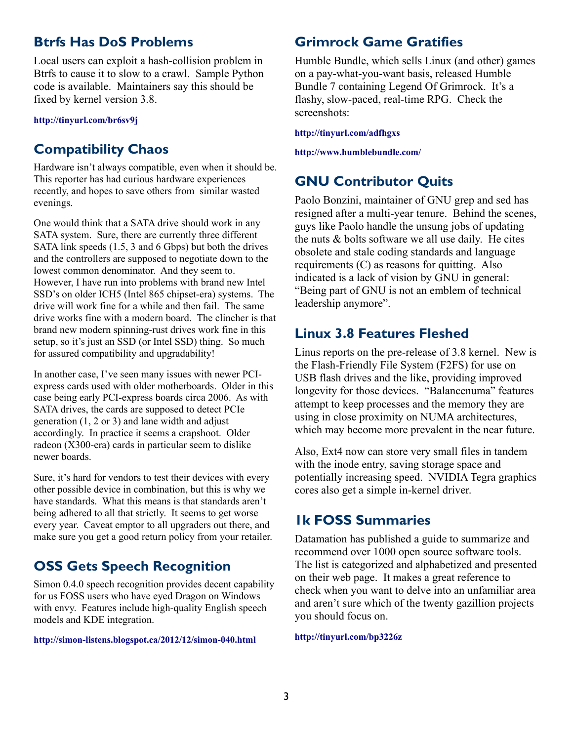## Btrfs Has DoS Problems

Local users can exploit a hash-collision problem in Btrfs to cause it to slow to a crawl. Sample Python code is available. Maintainers say this should be fixed by kernel version 3.8.

**http://tinyurl.com/br6sv9j**

## Compatibility Chaos

Hardware isn't always compatible, even when it should be. This reporter has had curious hardware experiences recently, and hopes to save others from similar wasted evenings.

One would think that a SATA drive should work in any SATA system. Sure, there are currently three different SATA link speeds (1.5, 3 and 6 Gbps) but both the drives and the controllers are supposed to negotiate down to the lowest common denominator. And they seem to. However, I have run into problems with brand new Intel SSD's on older ICH5 (Intel 865 chipset-era) systems. The drive will work fine for a while and then fail. The same drive works fine with a modern board. The clincher is that brand new modern spinning-rust drives work fine in this setup, so it's just an SSD (or Intel SSD) thing. So much for assured compatibility and upgradability!

In another case, I've seen many issues with newer PCI-express cards used with older motherboards. Older in this case being early PCI-express boards circa 2006. As with SATA drives, the cards are supposed to detect PCIe generation (1, 2 or 3) and lane width and adjust accordingly. In practice it seems a crapshoot. Older radeon (X300-era) cards in particular seem to dislike newer boards.

Sure, it's hard for vendors to test their devices with every other possible device in combination, but this is why we have standards. What this means is that standards aren't being adhered to all that strictly. It seems to get worse every year. Caveat emptor to all upgraders out there, and make sure you get a good return policy from your retailer.

## OSS Gets Speech Recognition

Simon 0.4.0 speech recognition provides decent capability for us FOSS users who have eyed Dragon on Windows with envy. Features include high-quality English speech models and KDE integration.

**http://simon-listens.blogspot.ca/2012/12/simon-040.html**

## Grimrock Game Gratifies

Humble Bundle, which sells Linux (and other) games on a pay-what-you-want basis, released Humble Bundle 7 containing Legend Of Grimrock. It's a flashy, slow-paced, real-time RPG. Check the screenshots:

**http://tinyurl.com/adfhgxs**

**http://www.humblebundle.com/**

## GNU Contributor Quits

Paolo Bonzini, maintainer of GNU grep and sed has resigned after a multi-year tenure. Behind the scenes, guys like Paolo handle the unsung jobs of updating the nuts & bolts software we all use daily. He cites obsolete and stale coding standards and language requirements (C) as reasons for quitting. Also indicated is a lack of vision by GNU in general: "Being part of GNU is not an emblem of technical leadership anymore".

## Linux 3.8 Features Fleshed

Linus reports on the pre-release of 3.8 kernel. New is the Flash-Friendly File System (F2FS) for use on USB flash drives and the like, providing improved longevity for those devices. "Balancenuma" features attempt to keep processes and the memory they are using in close proximity on NUMA architectures, which may become more prevalent in the near future.

Also, Ext4 now can store very small files in tandem with the inode entry, saving storage space and potentially increasing speed. NVIDIA Tegra graphics cores also get a simple in-kernel driver.

## 1k FOSS Summaries

Datamation has published a guide to summarize and recommend over 1000 open source software tools. The list is categorized and alphabetized and presented on their web page. It makes a great reference to check when you want to delve into an unfamiliar area and aren't sure which of the twenty gazillion projects you should focus on.

**http://tinyurl.com/bp3226z**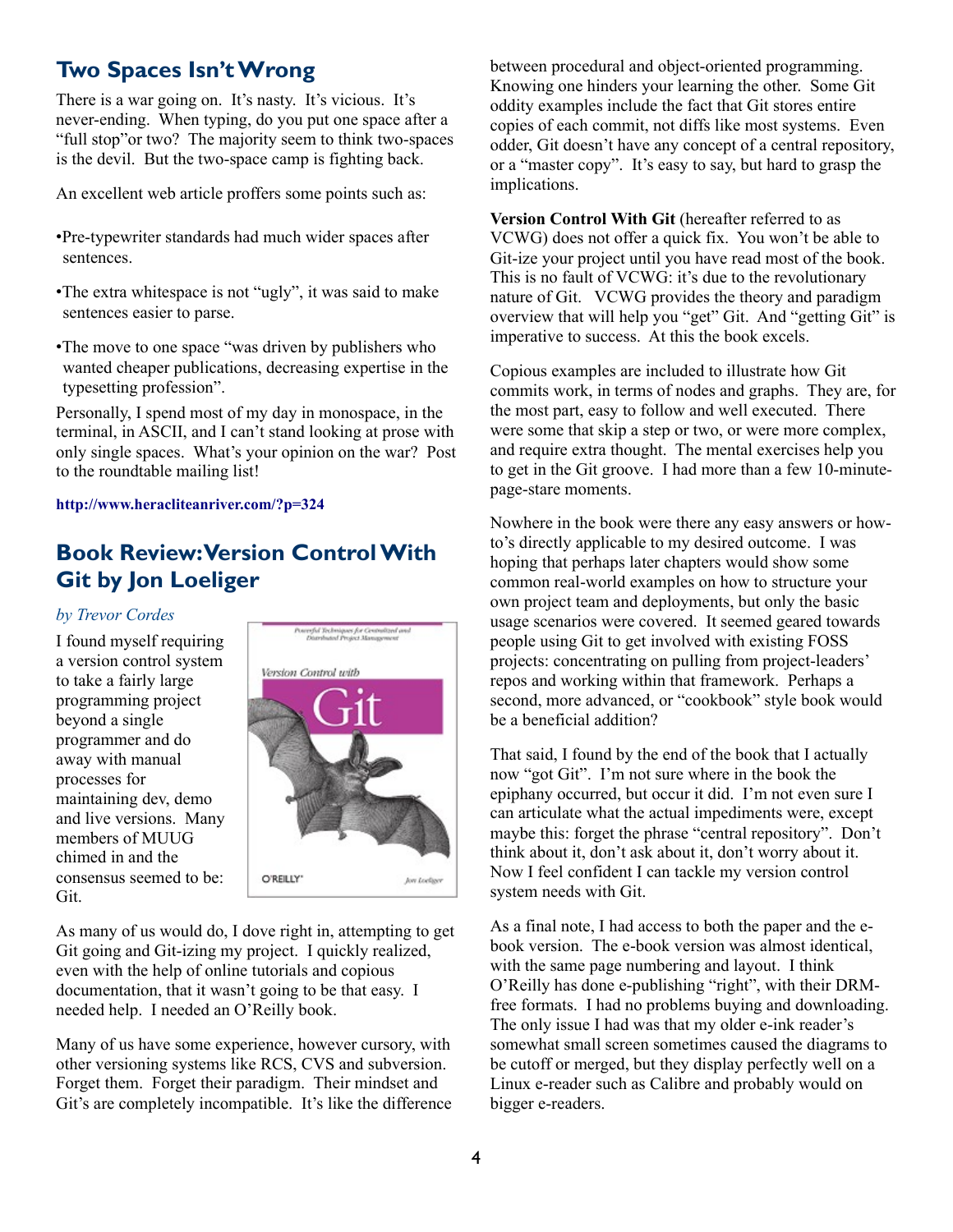## Two Spaces Isn't Wrong

There is a war going on. It's nasty. It's vicious. It's never-ending. When typing, do you put one space after a "full stop"or two? The majority seem to think two-spaces is the devil. But the two-space camp is fighting back.

An excellent web article proffers some points such as:

- Pre-typewriter standards had much wider spaces after sentences.
- The extra whitespace is not "ugly", it was said to make sentences easier to parse.
- The move to one space "was driven by publishers who wanted cheaper publications, decreasing expertise in the typesetting profession".

Personally, I spend most of my day in monospace, in the terminal, in ASCII, and I can't stand looking at prose with only single spaces. What's your opinion on the war? Post to the roundtable mailing list!

**http://www.heracliteanriver.com/?p=324**

## Book Review: Version Control With Git by Jon Loeliger

*by Trevor Cordes*

I found myself requiring a version control system to take a fairly large programming project beyond a single programmer and do away with manual processes for maintaining dev, demo and live versions. Many members of MUUG chimed in and the consensus seemed to be: Git.

As many of us would do, I dove right in, attempting to get Git going and Git-izing my project. I quickly realized, even with the help of online tutorials and copious documentation, that it wasn't going to be that easy. I needed help. I needed an O'Reilly book.

Many of us have some experience, however cursory, with other versioning systems like RCS, CVS and subversion. Forget them. Forget their paradigm. Their mindset and Git's are completely incompatible. It's like the difference between procedural and object-oriented programming. Knowing one hinders your learning the other. Some Git oddity examples include the fact that Git stores entire copies of each commit, not diffs like most systems. Even odder, Git doesn't have any concept of a central repository, or a "master copy". It's easy to say, but hard to grasp the implications.

**Version Control With Git** (hereafter referred to as VCWG) does not offer a quick fix. You won't be able to Git-ize your project until you have read most of the book. This is no fault of VCWG: it's due to the revolutionary nature of Git. VCWG provides the theory and paradigm overview that will help you "get" Git. And "getting Git" is imperative to success. At this the book excels.

Copious examples are included to illustrate how Git commits work, in terms of nodes and graphs. They are, for the most part, easy to follow and well executed. There were some that skip a step or two, or were more complex, and require extra thought. The mental exercises help you to get in the Git groove. I had more than a few 10-minute-page-stare moments.

Nowhere in the book were there any easy answers or how-to's directly applicable to my desired outcome. I was hoping that perhaps later chapters would show some common real-world examples on how to structure your own project team and deployments, but only the basic usage scenarios were covered. It seemed geared towards people using Git to get involved with existing FOSS projects: concentrating on pulling from project-leaders' repos and working within that framework. Perhaps a second, more advanced, or "cookbook" style book would be a beneficial addition?

That said, I found by the end of the book that I actually now "got Git". I'm not sure where in the book the epiphany occurred, but occur it did. I'm not even sure I can articulate what the actual impediments were, except maybe this: forget the phrase "central repository". Don't think about it, don't ask about it, don't worry about it. Now I feel confident I can tackle my version control system needs with Git.

As a final note, I had access to both the paper and the e-book version. The e-book version was almost identical, with the same page numbering and layout. I think O'Reilly has done e-publishing "right", with their DRM-free formats. I had no problems buying and downloading. The only issue I had was that my older e-ink reader's somewhat small screen sometimes caused the diagrams to be cutoff or merged, but they display perfectly well on a Linux e-reader such as Calibre and probably would on bigger e-readers.